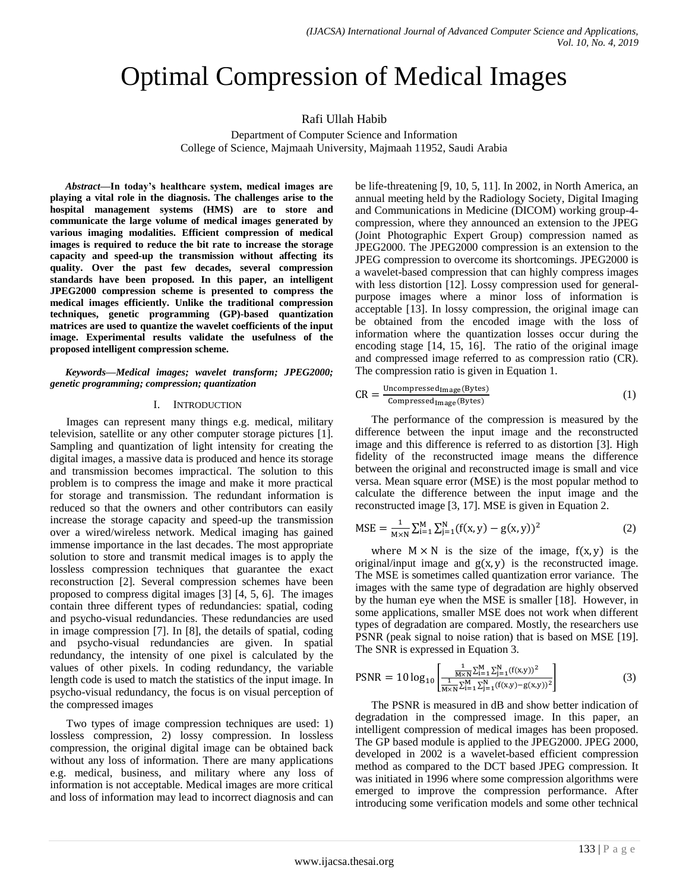# Optimal Compression of Medical Images

Rafi Ullah Habib

Department of Computer Science and Information
College of Science, Majmaah University, Majmaah 11952, Saudi Arabia

***Abstract*—In today's healthcare system, medical images are playing a vital role in the diagnosis. The challenges arise to the hospital management systems (HMS) are to store and communicate the large volume of medical images generated by various imaging modalities. Efficient compression of medical images is required to reduce the bit rate to increase the storage capacity and speed-up the transmission without affecting its quality. Over the past few decades, several compression standards have been proposed. In this paper, an intelligent JPEG2000 compression scheme is presented to compress the medical images efficiently. Unlike the traditional compression techniques, genetic programming (GP)-based quantization matrices are used to quantize the wavelet coefficients of the input image. Experimental results validate the usefulness of the proposed intelligent compression scheme.**

***Keywords—Medical images; wavelet transform; JPEG2000; genetic programming; compression; quantization***

## I. Introduction

Images can represent many things e.g. medical, military television, satellite or any other computer storage pictures [1]. Sampling and quantization of light intensity for creating the digital images, a massive data is produced and hence its storage and transmission becomes impractical. The solution to this problem is to compress the image and make it more practical for storage and transmission. The redundant information is reduced so that the owners and other contributors can easily increase the storage capacity and speed-up the transmission over a wired/wireless network. Medical imaging has gained immense importance in the last decades. The most appropriate solution to store and transmit medical images is to apply the lossless compression techniques that guarantee the exact reconstruction [2]. Several compression schemes have been proposed to compress digital images [3] [4, 5, 6]. The images contain three different types of redundancies: spatial, coding and psycho-visual redundancies. These redundancies are used in image compression [7]. In [8], the details of spatial, coding and psycho-visual redundancies are given. In spatial redundancy, the intensity of one pixel is calculated by the values of other pixels. In coding redundancy, the variable length code is used to match the statistics of the input image. In psycho-visual redundancy, the focus is on visual perception of the compressed images

Two types of image compression techniques are used: 1) lossless compression, 2) lossy compression. In lossless compression, the original digital image can be obtained back without any loss of information. There are many applications e.g. medical, business, and military where any loss of information is not acceptable. Medical images are more critical and loss of information may lead to incorrect diagnosis and can be life-threatening [9, 10, 5, 11]. In 2002, in North America, an annual meeting held by the Radiology Society, Digital Imaging and Communications in Medicine (DICOM) working group-4-compression, where they announced an extension to the JPEG (Joint Photographic Expert Group) compression named as JPEG2000. The JPEG2000 compression is an extension to the JPEG compression to overcome its shortcomings. JPEG2000 is a wavelet-based compression that can highly compress images with less distortion [12]. Lossy compression used for general-purpose images where a minor loss of information is acceptable [13]. In lossy compression, the original image can be obtained from the encoded image with the loss of information where the quantization losses occur during the encoding stage [14, 15, 16]. The ratio of the original image and compressed image referred to as compression ratio (CR). The compression ratio is given in Equation 1.

$$\text{CR} = \frac{\text{Uncompressed}_{\text{Image}}(\text{Bytes})}{\text{Compressed}_{\text{Image}}(\text{Bytes})} \quad (1)$$

The performance of the compression is measured by the difference between the input image and the reconstructed image and this difference is referred to as distortion [3]. High fidelity of the reconstructed image means the difference between the original and reconstructed image is small and vice versa. Mean square error (MSE) is the most popular method to calculate the difference between the input image and the reconstructed image [3, 17]. MSE is given in Equation 2.

$$\text{MSE} = \frac{1}{\text{M} \times \text{N}} \sum_{i=1}^{\text{M}} \sum_{j=1}^{\text{N}} (\text{f}(x, y) - \text{g}(x, y))^2 \quad (2)$$

where $\text{M} \times \text{N}$ is the size of the image, $\text{f}(x, y)$ is the original/input image and $\text{g}(x, y)$ is the reconstructed image. The MSE is sometimes called quantization error variance. The images with the same type of degradation are highly observed by the human eye when the MSE is smaller [18]. However, in some applications, smaller MSE does not work when different types of degradation are compared. Mostly, the researchers use PSNR (peak signal to noise ration) that is based on MSE [19]. The SNR is expressed in Equation 3.

$$\text{PSNR} = 10 \log_{10} \left[ \frac{\frac{1}{\text{M} \times \text{N}} \sum_{i=1}^{\text{M}} \sum_{j=1}^{\text{N}} (\text{f}(x,y))^2}{\frac{1}{\text{M} \times \text{N}} \sum_{i=1}^{\text{M}} \sum_{j=1}^{\text{N}} (\text{f}(x,y) - \text{g}(x,y))^2} \right] \quad (3)$$

The PSNR is measured in dB and show better indication of degradation in the compressed image. In this paper, an intelligent compression of medical images has been proposed. The GP based module is applied to the JPEG2000. JPEG 2000, developed in 2002 is a wavelet-based efficient compression method as compared to the DCT based JPEG compression. It was initiated in 1996 where some compression algorithms were emerged to improve the compression performance. After introducing some verification models and some other technical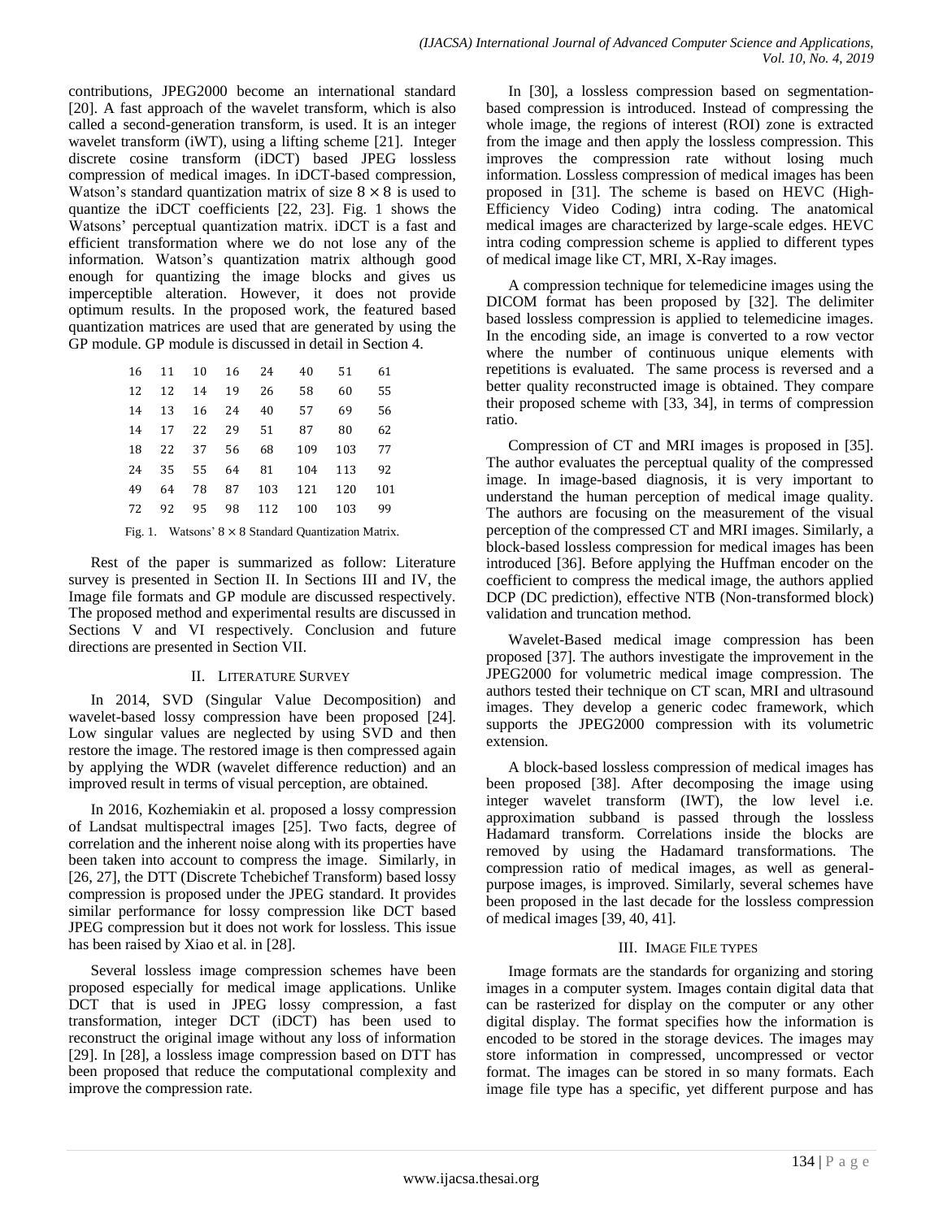contributions, JPEG2000 become an international standard [20]. A fast approach of the wavelet transform, which is also called a second-generation transform, is used. It is an integer wavelet transform (iWT), using a lifting scheme [21]. Integer discrete cosine transform (iDCT) based JPEG lossless compression of medical images. In iDCT-based compression, Watson's standard quantization matrix of size $8 \times 8$ is used to quantize the iDCT coefficients [22, 23]. Fig. 1 shows the Watsons' perceptual quantization matrix. iDCT is a fast and efficient transformation where we do not lose any of the information. Watson's quantization matrix although good enough for quantizing the image blocks and gives us imperceptible alteration. However, it does not provide optimum results. In the proposed work, the featured based quantization matrices are used that are generated by using the GP module. GP module is discussed in detail in Section 4.

|  |  |  |  |  |  |  |  |
|---|---|---|---|---|---|---|---|
| 16 | 11 | 10 | 16 | 24 | 40 | 51 | 61 |
| 12 | 12 | 14 | 19 | 26 | 58 | 60 | 55 |
| 14 | 13 | 16 | 24 | 40 | 57 | 69 | 56 |
| 14 | 17 | 22 | 29 | 51 | 87 | 80 | 62 |
| 18 | 22 | 37 | 56 | 68 | 109 | 103 | 77 |
| 24 | 35 | 55 | 64 | 81 | 104 | 113 | 92 |
| 49 | 64 | 78 | 87 | 103 | 121 | 120 | 101 |
| 72 | 92 | 95 | 98 | 112 | 100 | 103 | 99 |

Fig. 1. Watsons' $8 \times 8$ Standard Quantization Matrix.

Rest of the paper is summarized as follow: Literature survey is presented in Section II. In Sections III and IV, the Image file formats and GP module are discussed respectively. The proposed method and experimental results are discussed in Sections V and VI respectively. Conclusion and future directions are presented in Section VII.

## II. Literature Survey

In 2014, SVD (Singular Value Decomposition) and wavelet-based lossy compression have been proposed [24]. Low singular values are neglected by using SVD and then restore the image. The restored image is then compressed again by applying the WDR (wavelet difference reduction) and an improved result in terms of visual perception, are obtained.

In 2016, Kozhemiakin et al. proposed a lossy compression of Landsat multispectral images [25]. Two facts, degree of correlation and the inherent noise along with its properties have been taken into account to compress the image. Similarly, in [26, 27], the DTT (Discrete Tchebichef Transform) based lossy compression is proposed under the JPEG standard. It provides similar performance for lossy compression like DCT based JPEG compression but it does not work for lossless. This issue has been raised by Xiao et al. in [28].

Several lossless image compression schemes have been proposed especially for medical image applications. Unlike DCT that is used in JPEG lossy compression, a fast transformation, integer DCT (iDCT) has been used to reconstruct the original image without any loss of information [29]. In [28], a lossless image compression based on DTT has been proposed that reduce the computational complexity and improve the compression rate.

In [30], a lossless compression based on segmentation-based compression is introduced. Instead of compressing the whole image, the regions of interest (ROI) zone is extracted from the image and then apply the lossless compression. This improves the compression rate without losing much information. Lossless compression of medical images has been proposed in [31]. The scheme is based on HEVC (High-Efficiency Video Coding) intra coding. The anatomical medical images are characterized by large-scale edges. HEVC intra coding compression scheme is applied to different types of medical image like CT, MRI, X-Ray images.

A compression technique for telemedicine images using the DICOM format has been proposed by [32]. The delimiter based lossless compression is applied to telemedicine images. In the encoding side, an image is converted to a row vector where the number of continuous unique elements with repetitions is evaluated. The same process is reversed and a better quality reconstructed image is obtained. They compare their proposed scheme with [33, 34], in terms of compression ratio.

Compression of CT and MRI images is proposed in [35]. The author evaluates the perceptual quality of the compressed image. In image-based diagnosis, it is very important to understand the human perception of medical image quality. The authors are focusing on the measurement of the visual perception of the compressed CT and MRI images. Similarly, a block-based lossless compression for medical images has been introduced [36]. Before applying the Huffman encoder on the coefficient to compress the medical image, the authors applied DCP (DC prediction), effective NTB (Non-transformed block) validation and truncation method.

Wavelet-Based medical image compression has been proposed [37]. The authors investigate the improvement in the JPEG2000 for volumetric medical image compression. The authors tested their technique on CT scan, MRI and ultrasound images. They develop a generic codec framework, which supports the JPEG2000 compression with its volumetric extension.

A block-based lossless compression of medical images has been proposed [38]. After decomposing the image using integer wavelet transform (IWT), the low level i.e. approximation subband is passed through the lossless Hadamard transform. Correlations inside the blocks are removed by using the Hadamard transformations. The compression ratio of medical images, as well as general-purpose images, is improved. Similarly, several schemes have been proposed in the last decade for the lossless compression of medical images [39, 40, 41].

## III. Image File types

Image formats are the standards for organizing and storing images in a computer system. Images contain digital data that can be rasterized for display on the computer or any other digital display. The format specifies how the information is encoded to be stored in the storage devices. The images may store information in compressed, uncompressed or vector format. The images can be stored in so many formats. Each image file type has a specific, yet different purpose and has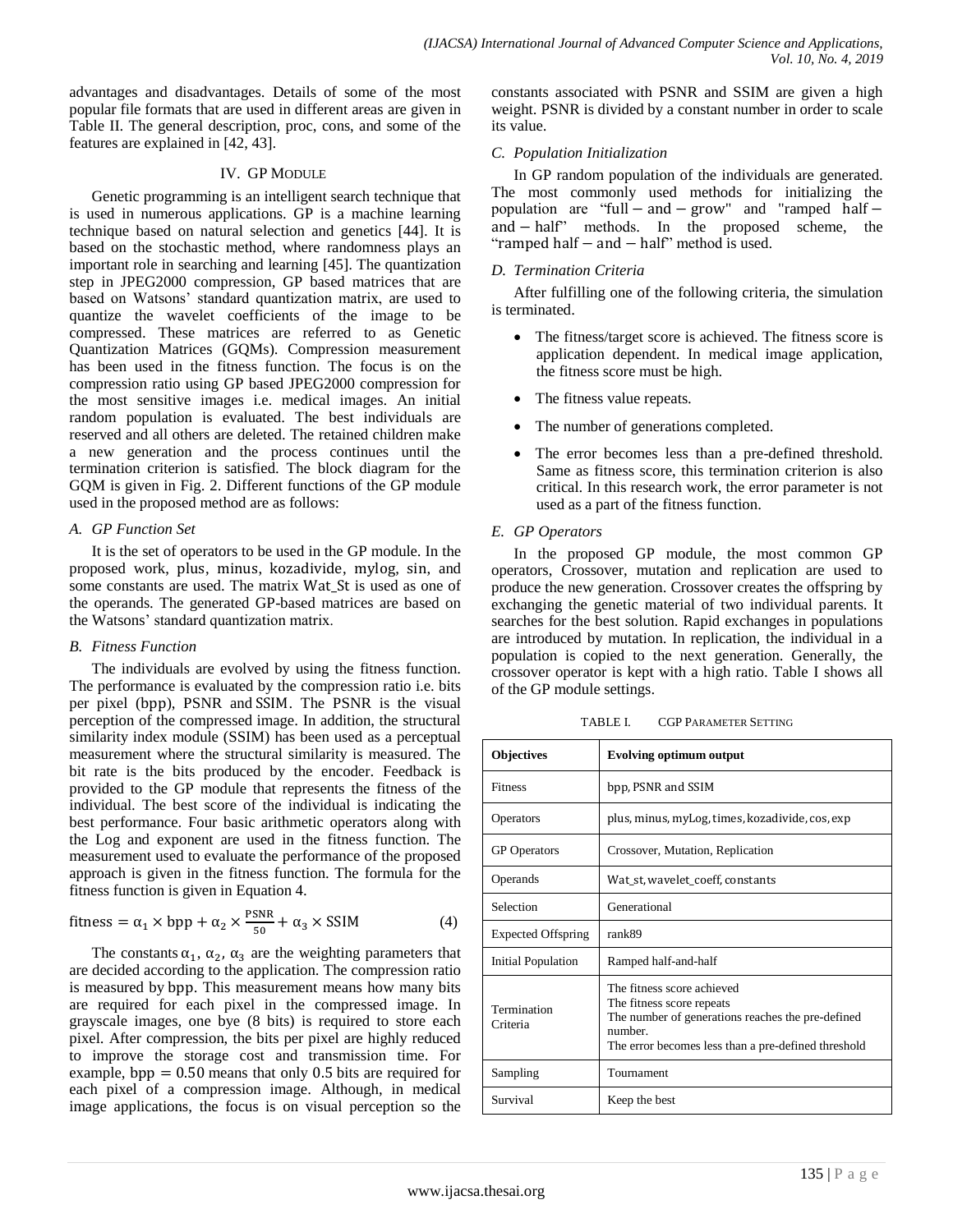advantages and disadvantages. Details of some of the most popular file formats that are used in different areas are given in Table II. The general description, proc, cons, and some of the features are explained in [42, 43].

## IV. GP Module

Genetic programming is an intelligent search technique that is used in numerous applications. GP is a machine learning technique based on natural selection and genetics [44]. It is based on the stochastic method, where randomness plays an important role in searching and learning [45]. The quantization step in JPEG2000 compression, GP based matrices that are based on Watsons' standard quantization matrix, are used to quantize the wavelet coefficients of the image to be compressed. These matrices are referred to as Genetic Quantization Matrices (GQMs). Compression measurement has been used in the fitness function. The focus is on the compression ratio using GP based JPEG2000 compression for the most sensitive images i.e. medical images. An initial random population is evaluated. The best individuals are reserved and all others are deleted. The retained children make a new generation and the process continues until the termination criterion is satisfied. The block diagram for the GQM is given in Fig. 2. Different functions of the GP module used in the proposed method are as follows:

### A. GP Function Set

It is the set of operators to be used in the GP module. In the proposed work, plus, minus, kozadivide, mylog, sin, and some constants are used. The matrix Wat_St is used as one of the operands. The generated GP-based matrices are based on the Watsons' standard quantization matrix.

### B. Fitness Function

The individuals are evolved by using the fitness function. The performance is evaluated by the compression ratio i.e. bits per pixel (bpp), PSNR and SSIM. The PSNR is the visual perception of the compressed image. In addition, the structural similarity index module (SSIM) has been used as a perceptual measurement where the structural similarity is measured. The bit rate is the bits produced by the encoder. Feedback is provided to the GP module that represents the fitness of the individual. The best score of the individual is indicating the best performance. Four basic arithmetic operators along with the Log and exponent are used in the fitness function. The measurement used to evaluate the performance of the proposed approach is given in the fitness function. The formula for the fitness function is given in Equation 4.

$$\text{fitness} = \alpha_1 \times \text{bpp} + \alpha_2 \times \frac{\text{PSNR}}{50} + \alpha_3 \times \text{SSIM} \tag{4}$$

The constants $\alpha_1$, $\alpha_2$, $\alpha_3$ are the weighting parameters that are decided according to the application. The compression ratio is measured by bpp. This measurement means how many bits are required for each pixel in the compressed image. In grayscale images, one bye (8 bits) is required to store each pixel. After compression, the bits per pixel are highly reduced to improve the storage cost and transmission time. For example, $\text{bpp} = 0.50$ means that only 0.5 bits are required for each pixel of a compression image. Although, in medical image applications, the focus is on visual perception so the constants associated with PSNR and SSIM are given a high weight. PSNR is divided by a constant number in order to scale its value.

### C. Population Initialization

In GP random population of the individuals are generated. The most commonly used methods for initializing the population are "full − and − grow" and "ramped half − and − half" methods. In the proposed scheme, the "ramped half − and − half" method is used.

### D. Termination Criteria

After fulfilling one of the following criteria, the simulation is terminated.

- The fitness/target score is achieved. The fitness score is application dependent. In medical image application, the fitness score must be high.
- The fitness value repeats.
- The number of generations completed.
- The error becomes less than a pre-defined threshold. Same as fitness score, this termination criterion is also critical. In this research work, the error parameter is not used as a part of the fitness function.

### E. GP Operators

In the proposed GP module, the most common GP operators, Crossover, mutation and replication are used to produce the new generation. Crossover creates the offspring by exchanging the genetic material of two individual parents. It searches for the best solution. Rapid exchanges in populations are introduced by mutation. In replication, the individual in a population is copied to the next generation. Generally, the crossover operator is kept with a high ratio. Table I shows all of the GP module settings.

TABLE I. CGP Parameter Setting

| Objectives | Evolving optimum output |
|---|---|
| Fitness | bpp, PSNR and SSIM |
| Operators | plus, minus, myLog, times, kozadivide, cos, exp |
| GP Operators | Crossover, Mutation, Replication |
| Operands | Wat_st, wavelet_coeff, constants |
| Selection | Generational |
| Expected Offspring | rank89 |
| Initial Population | Ramped half-and-half |
| Termination Criteria | The fitness score achieved<br>The fitness score repeats<br>The number of generations reaches the pre-defined number.<br>The error becomes less than a pre-defined threshold |
| Sampling | Tournament |
| Survival | Keep the best |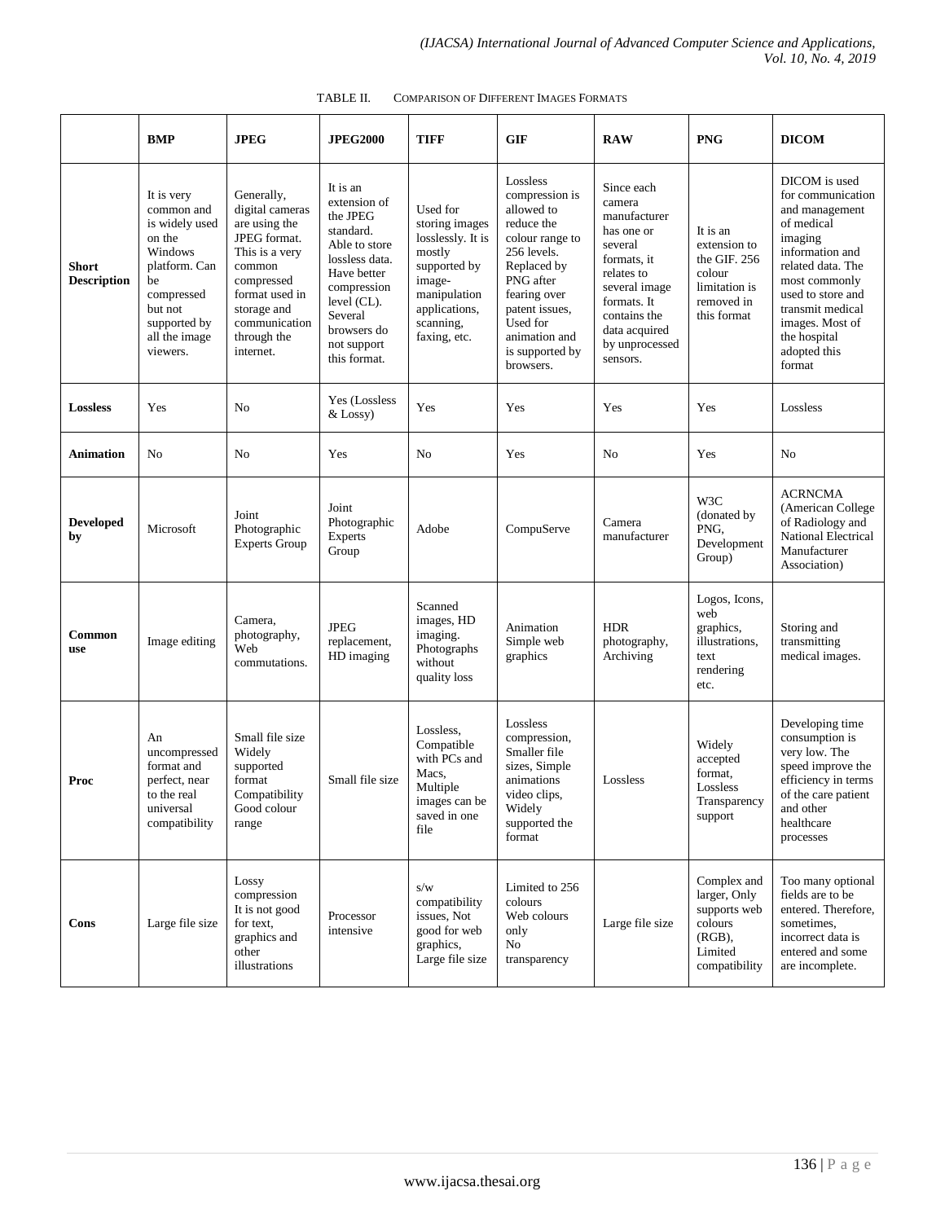TABLE II. COMPARISON OF DIFFERENT IMAGES FORMATS

| | BMP | JPEG | JPEG2000 | TIFF | GIF | RAW | PNG | DICOM |
|---|---|---|---|---|---|---|---|---|
| **Short Description** | It is very common and is widely used on the Windows platform. Can be compressed but not supported by all the image viewers. | Generally, digital cameras are using the JPEG format. This is a very common compressed format used in storage and communication through the internet. | It is an extension of the JPEG standard. Able to store lossless data. Have better compression level (CL). Several browsers do not support this format. | Used for storing images losslessly. It is mostly supported by image-manipulation applications, scanning, faxing, etc. | Lossless compression is allowed to reduce the colour range to 256 levels. Replaced by PNG after fearing over patent issues, Used for animation and is supported by browsers. | Since each camera manufacturer has one or several formats, it relates to several image formats. It contains the data acquired by unprocessed sensors. | It is an extension to the GIF. 256 colour limitation is removed in this format | DICOM is used for communication and management of medical imaging information and related data. The most commonly used to store and transmit medical images. Most of the hospital adopted this format |
| **Lossless** | Yes | No | Yes (Lossless & Lossy) | Yes | Yes | Yes | Yes | Lossless |
| **Animation** | No | No | Yes | No | Yes | No | Yes | No |
| **Developed by** | Microsoft | Joint Photographic Experts Group | Joint Photographic Experts Group | Adobe | CompuServe | Camera manufacturer | W3C (donated by PNG, Development Group) | ACRNCMA (American College of Radiology and National Electrical Manufacturer Association) |
| **Common use** | Image editing | Camera, photography, Web commutations. | JPEG replacement, HD imaging | Scanned images, HD imaging. Photographs without quality loss | Animation Simple web graphics | HDR photography, Archiving | Logos, Icons, web graphics, illustrations, text rendering etc. | Storing and transmitting medical images. |
| **Proc** | An uncompressed format and perfect, near to the real universal compatibility | Small file size Widely supported format Compatibility Good colour range | Small file size | Lossless, Compatible with PCs and Macs, Multiple images can be saved in one file | Lossless compression, Smaller file sizes, Simple animations video clips, Widely supported the format | Lossless | Widely accepted format, Lossless Transparency support | Developing time consumption is very low. The speed improve the efficiency in terms of the care patient and other healthcare processes |
| **Cons** | Large file size | Lossy compression It is not good for text, graphics and other illustrations | Processor intensive | s/w compatibility issues, Not good for web graphics, Large file size | Limited to 256 colours Web colours only No transparency | Large file size | Complex and larger, Only supports web colours (RGB), Limited compatibility | Too many optional fields are to be entered. Therefore, sometimes, incorrect data is entered and some are incomplete. |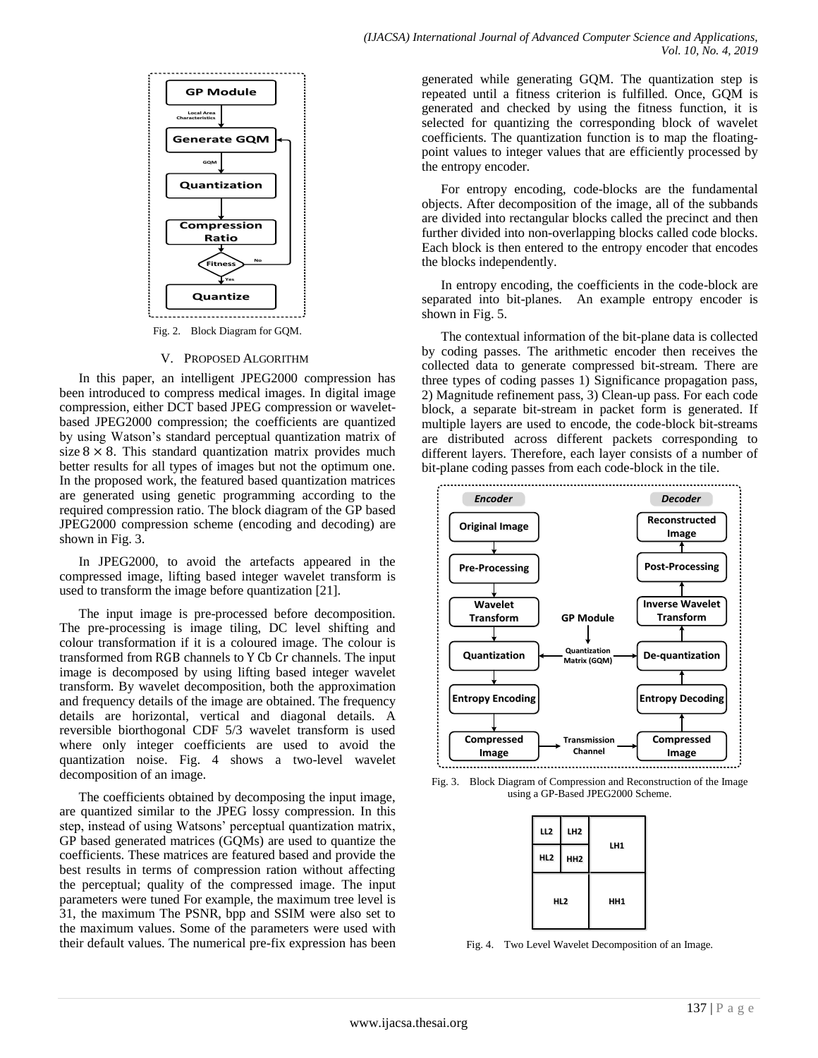Fig. 2. Block Diagram for GQM.

## V. Proposed Algorithm

In this paper, an intelligent JPEG2000 compression has been introduced to compress medical images. In digital image compression, either DCT based JPEG compression or wavelet-based JPEG2000 compression; the coefficients are quantized by using Watson's standard perceptual quantization matrix of size $8 \times 8$. This standard quantization matrix provides much better results for all types of images but not the optimum one. In the proposed work, the featured based quantization matrices are generated using genetic programming according to the required compression ratio. The block diagram of the GP based JPEG2000 compression scheme (encoding and decoding) are shown in Fig. 3.

In JPEG2000, to avoid the artefacts appeared in the compressed image, lifting based integer wavelet transform is used to transform the image before quantization [21].

The input image is pre-processed before decomposition. The pre-processing is image tiling, DC level shifting and colour transformation if it is a coloured image. The colour is transformed from RGB channels to Y Cb Cr channels. The input image is decomposed by using lifting based integer wavelet transform. By wavelet decomposition, both the approximation and frequency details of the image are obtained. The frequency details are horizontal, vertical and diagonal details. A reversible biorthogonal CDF 5/3 wavelet transform is used where only integer coefficients are used to avoid the quantization noise. Fig. 4 shows a two-level wavelet decomposition of an image.

The coefficients obtained by decomposing the input image, are quantized similar to the JPEG lossy compression. In this step, instead of using Watsons' perceptual quantization matrix, GP based generated matrices (GQMs) are used to quantize the coefficients. These matrices are featured based and provide the best results in terms of compression ration without affecting the perceptual; quality of the compressed image. The input parameters were tuned For example, the maximum tree level is 31, the maximum The PSNR, bpp and SSIM were also set to the maximum values. Some of the parameters were used with their default values. The numerical pre-fix expression has been generated while generating GQM. The quantization step is repeated until a fitness criterion is fulfilled. Once, GQM is generated and checked by using the fitness function, it is selected for quantizing the corresponding block of wavelet coefficients. The quantization function is to map the floating-point values to integer values that are efficiently processed by the entropy encoder.

For entropy encoding, code-blocks are the fundamental objects. After decomposition of the image, all of the subbands are divided into rectangular blocks called the precinct and then further divided into non-overlapping blocks called code blocks. Each block is then entered to the entropy encoder that encodes the blocks independently.

In entropy encoding, the coefficients in the code-block are separated into bit-planes. An example entropy encoder is shown in Fig. 5.

The contextual information of the bit-plane data is collected by coding passes. The arithmetic encoder then receives the collected data to generate compressed bit-stream. There are three types of coding passes 1) Significance propagation pass, 2) Magnitude refinement pass, 3) Clean-up pass. For each code block, a separate bit-stream in packet form is generated. If multiple layers are used to encode, the code-block bit-streams are distributed across different packets corresponding to different layers. Therefore, each layer consists of a number of bit-plane coding passes from each code-block in the tile.

Fig. 3. Block Diagram of Compression and Reconstruction of the Image using a GP-Based JPEG2000 Scheme.

Fig. 4. Two Level Wavelet Decomposition of an Image.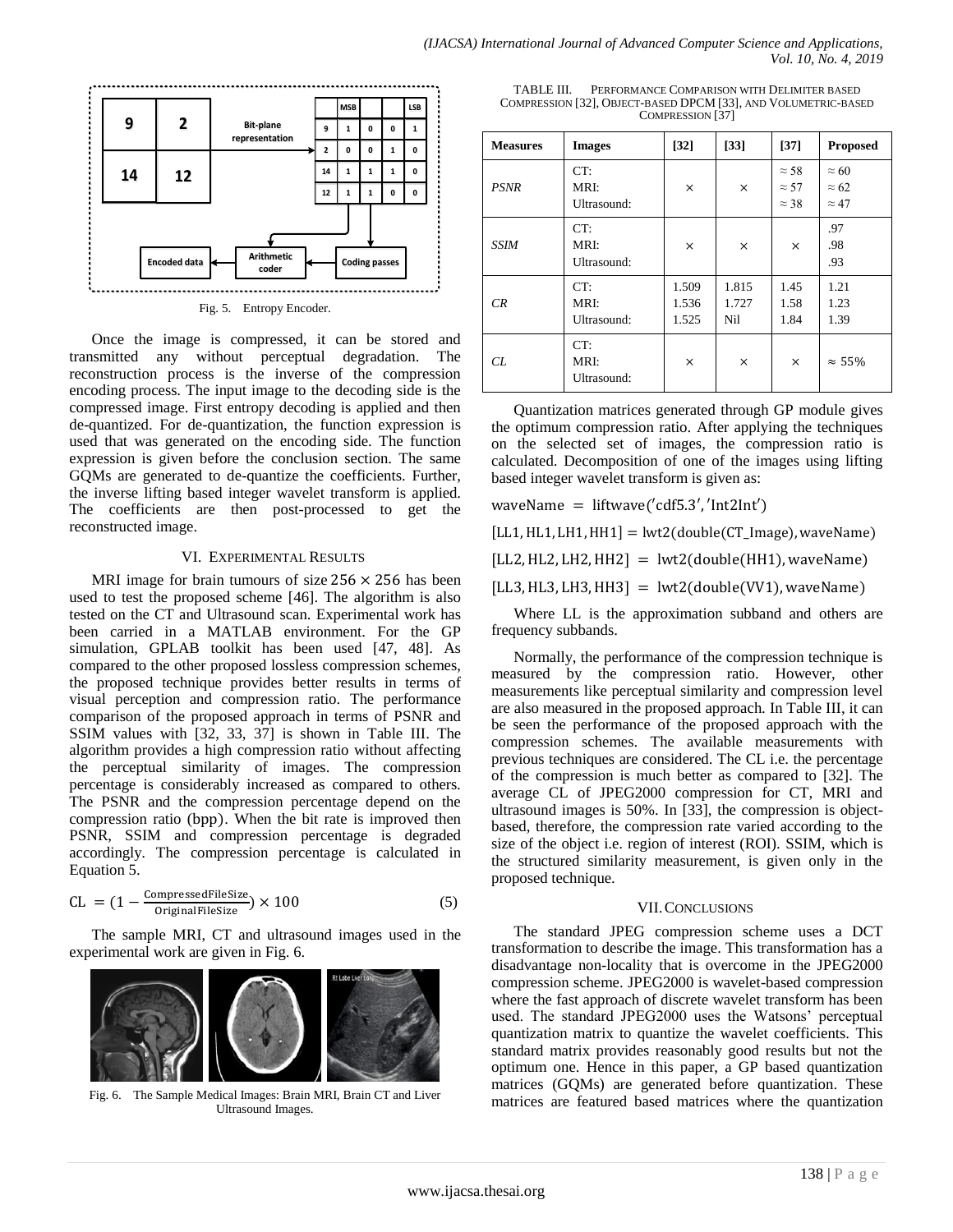Fig. 5. Entropy Encoder.

Once the image is compressed, it can be stored and transmitted any without perceptual degradation. The reconstruction process is the inverse of the compression encoding process. The input image to the decoding side is the compressed image. First entropy decoding is applied and then de-quantized. For de-quantization, the function expression is used that was generated on the encoding side. The function expression is given before the conclusion section. The same GQMs are generated to de-quantize the coefficients. Further, the inverse lifting based integer wavelet transform is applied. The coefficients are then post-processed to get the reconstructed image.

## VI. Experimental Results

MRI image for brain tumours of size $256 \times 256$ has been used to test the proposed scheme [46]. The algorithm is also tested on the CT and Ultrasound scan. Experimental work has been carried in a MATLAB environment. For the GP simulation, GPLAB toolkit has been used [47, 48]. As compared to the other proposed lossless compression schemes, the proposed technique provides better results in terms of visual perception and compression ratio. The performance comparison of the proposed approach in terms of PSNR and SSIM values with [32, 33, 37] is shown in Table III. The algorithm provides a high compression ratio without affecting the perceptual similarity of images. The compression percentage is considerably increased as compared to others. The PSNR and the compression percentage depend on the compression ratio (bpp). When the bit rate is improved then PSNR, SSIM and compression percentage is degraded accordingly. The compression percentage is calculated in Equation 5.

$$\text{CL} = \left(1 - \frac{\text{CompressedFileSize}}{\text{OriginalFileSize}}\right) \times 100 \tag{5}$$

The sample MRI, CT and ultrasound images used in the experimental work are given in Fig. 6.

Fig. 6. The Sample Medical Images: Brain MRI, Brain CT and Liver Ultrasound Images.

TABLE III. Performance Comparison with Delimiter based Compression [32], Object-based DPCM [33], and Volumetric-based Compression [37]

| Measures | Images | [32] | [33] | [37] | Proposed |
|---|---|---|---|---|---|
| *PSNR* | CT:<br>MRI:<br>Ultrasound: | × | × | ≈ 58<br>≈ 57<br>≈ 38 | ≈ 60<br>≈ 62<br>≈ 47 |
| *SSIM* | CT:<br>MRI:<br>Ultrasound: | × | × | × | .97<br>.98<br>.93 |
| *CR* | CT:<br>MRI:<br>Ultrasound: | 1.509<br>1.536<br>1.525 | 1.815<br>1.727<br>Nil | 1.45<br>1.58<br>1.84 | 1.21<br>1.23<br>1.39 |
| *CL* | CT:<br>MRI:<br>Ultrasound: | × | × | × | ≈ 55% |

Quantization matrices generated through GP module gives the optimum compression ratio. After applying the techniques on the selected set of images, the compression ratio is calculated. Decomposition of one of the images using lifting based integer wavelet transform is given as:

```
waveName = liftwave('cdf5.3', 'Int2Int')
[LL1, HL1, LH1, HH1] = lwt2(double(CT_Image), waveName)
[LL2, HL2, LH2, HH2] = lwt2(double(HH1), waveName)
[LL3, HL3, LH3, HH3] = lwt2(double(VV1), waveName)
```

Where LL is the approximation subband and others are frequency subbands.

Normally, the performance of the compression technique is measured by the compression ratio. However, other measurements like perceptual similarity and compression level are also measured in the proposed approach. In Table III, it can be seen the performance of the proposed approach with the compression schemes. The available measurements with previous techniques are considered. The CL i.e. the percentage of the compression is much better as compared to [32]. The average CL of JPEG2000 compression for CT, MRI and ultrasound images is 50%. In [33], the compression is object-based, therefore, the compression rate varied according to the size of the object i.e. region of interest (ROI). SSIM, which is the structured similarity measurement, is given only in the proposed technique.

## VII. Conclusions

The standard JPEG compression scheme uses a DCT transformation to describe the image. This transformation has a disadvantage non-locality that is overcome in the JPEG2000 compression scheme. JPEG2000 is wavelet-based compression where the fast approach of discrete wavelet transform has been used. The standard JPEG2000 uses the Watsons' perceptual quantization matrix to quantize the wavelet coefficients. This standard matrix provides reasonably good results but not the optimum one. Hence in this paper, a GP based quantization matrices (GQMs) are generated before quantization. These matrices are featured based matrices where the quantization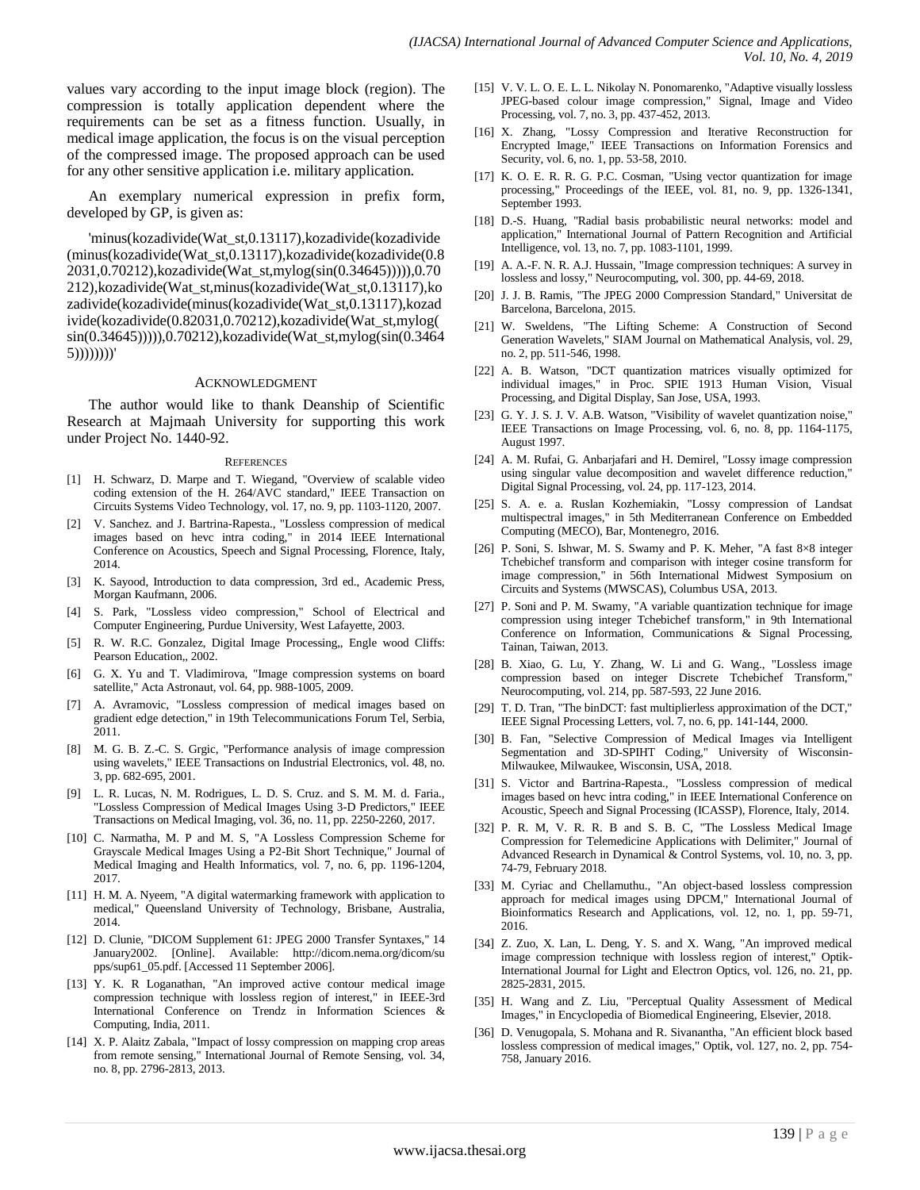values vary according to the input image block (region). The compression is totally application dependent where the requirements can be set as a fitness function. Usually, in medical image application, the focus is on the visual perception of the compressed image. The proposed approach can be used for any other sensitive application i.e. military application.

An exemplary numerical expression in prefix form, developed by GP, is given as:

'minus(kozadivide(Wat_st,0.13117),kozadivide(kozadivide(minus(kozadivide(Wat_st,0.13117),kozadivide(kozadivide(0.82031,0.70212),kozadivide(Wat_st,mylog(sin(0.34645))))),0.70212),kozadivide(Wat_st,minus(kozadivide(Wat_st,0.13117),kozadivide(kozadivide(minus(kozadivide(Wat_st,0.13117),kozadivide(kozadivide(0.82031,0.70212),kozadivide(Wat_st,mylog(sin(0.34645))))),0.70212),kozadivide(Wat_st,mylog(sin(0.34645))))))))'

## Acknowledgment

The author would like to thank Deanship of Scientific Research at Majmaah University for supporting this work under Project No. 1440-92.

## References

[1] H. Schwarz, D. Marpe and T. Wiegand, "Overview of scalable video coding extension of the H. 264/AVC standard," IEEE Transaction on Circuits Systems Video Technology, vol. 17, no. 9, pp. 1103-1120, 2007.

[2] V. Sanchez. and J. Bartrina-Rapesta., "Lossless compression of medical images based on hevc intra coding," in 2014 IEEE International Conference on Acoustics, Speech and Signal Processing, Florence, Italy, 2014.

[3] K. Sayood, Introduction to data compression, 3rd ed., Academic Press, Morgan Kaufmann, 2006.

[4] S. Park, "Lossless video compression," School of Electrical and Computer Engineering, Purdue University, West Lafayette, 2003.

[5] R. W. R.C. Gonzalez, Digital Image Processing,, Engle wood Cliffs: Pearson Education,, 2002.

[6] G. X. Yu and T. Vladimirova, "Image compression systems on board satellite," Acta Astronaut, vol. 64, pp. 988-1005, 2009.

[7] A. Avramovic, "Lossless compression of medical images based on gradient edge detection," in 19th Telecommunications Forum Tel, Serbia, 2011.

[8] M. G. B. Z.-C. S. Grgic, "Performance analysis of image compression using wavelets," IEEE Transactions on Industrial Electronics, vol. 48, no. 3, pp. 682-695, 2001.

[9] L. R. Lucas, N. M. Rodrigues, L. D. S. Cruz. and S. M. M. d. Faria., "Lossless Compression of Medical Images Using 3-D Predictors," IEEE Transactions on Medical Imaging, vol. 36, no. 11, pp. 2250-2260, 2017.

[10] C. Narmatha, M. P and M. S, "A Lossless Compression Scheme for Grayscale Medical Images Using a P2-Bit Short Technique," Journal of Medical Imaging and Health Informatics, vol. 7, no. 6, pp. 1196-1204, 2017.

[11] H. M. A. Nyeem, "A digital watermarking framework with application to medical," Queensland University of Technology, Brisbane, Australia, 2014.

[12] D. Clunie, "DICOM Supplement 61: JPEG 2000 Transfer Syntaxes," 14 January2002. [Online]. Available: http://dicom.nema.org/dicom/supps/sup61_05.pdf. [Accessed 11 September 2006].

[13] Y. K. R Loganathan, "An improved active contour medical image compression technique with lossless region of interest," in IEEE-3rd International Conference on Trendz in Information Sciences & Computing, India, 2011.

[14] X. P. Alaitz Zabala, "Impact of lossy compression on mapping crop areas from remote sensing," International Journal of Remote Sensing, vol. 34, no. 8, pp. 2796-2813, 2013.

[15] V. V. L. O. E. L. L. Nikolay N. Ponomarenko, "Adaptive visually lossless JPEG-based colour image compression," Signal, Image and Video Processing, vol. 7, no. 3, pp. 437-452, 2013.

[16] X. Zhang, "Lossy Compression and Iterative Reconstruction for Encrypted Image," IEEE Transactions on Information Forensics and Security, vol. 6, no. 1, pp. 53-58, 2010.

[17] K. O. E. R. R. G. P.C. Cosman, "Using vector quantization for image processing," Proceedings of the IEEE, vol. 81, no. 9, pp. 1326-1341, September 1993.

[18] D.-S. Huang, "Radial basis probabilistic neural networks: model and application," International Journal of Pattern Recognition and Artificial Intelligence, vol. 13, no. 7, pp. 1083-1101, 1999.

[19] A. A.-F. N. R. A.J. Hussain, "Image compression techniques: A survey in lossless and lossy," Neurocomputing, vol. 300, pp. 44-69, 2018.

[20] J. J. B. Ramis, "The JPEG 2000 Compression Standard," Universitat de Barcelona, Barcelona, 2015.

[21] W. Sweldens, "The Lifting Scheme: A Construction of Second Generation Wavelets," SIAM Journal on Mathematical Analysis, vol. 29, no. 2, pp. 511-546, 1998.

[22] A. B. Watson, "DCT quantization matrices visually optimized for individual images," in Proc. SPIE 1913 Human Vision, Visual Processing, and Digital Display, San Jose, USA, 1993.

[23] G. Y. J. S. J. V. A.B. Watson, "Visibility of wavelet quantization noise," IEEE Transactions on Image Processing, vol. 6, no. 8, pp. 1164-1175, August 1997.

[24] A. M. Rufai, G. Anbarjafari and H. Demirel, "Lossy image compression using singular value decomposition and wavelet difference reduction," Digital Signal Processing, vol. 24, pp. 117-123, 2014.

[25] S. A. e. a. Ruslan Kozhemiakin, "Lossy compression of Landsat multispectral images," in 5th Mediterranean Conference on Embedded Computing (MECO), Bar, Montenegro, 2016.

[26] P. Soni, S. Ishwar, M. S. Swamy and P. K. Meher, "A fast 8×8 integer Tchebichef transform and comparison with integer cosine transform for image compression," in 56th International Midwest Symposium on Circuits and Systems (MWSCAS), Columbus USA, 2013.

[27] P. Soni and P. M. Swamy, "A variable quantization technique for image compression using integer Tchebichef transform," in 9th International Conference on Information, Communications & Signal Processing, Tainan, Taiwan, 2013.

[28] B. Xiao, G. Lu, Y. Zhang, W. Li and G. Wang., "Lossless image compression based on integer Discrete Tchebichef Transform," Neurocomputing, vol. 214, pp. 587-593, 22 June 2016.

[29] T. D. Tran, "The binDCT: fast multiplierless approximation of the DCT," IEEE Signal Processing Letters, vol. 7, no. 6, pp. 141-144, 2000.

[30] B. Fan, "Selective Compression of Medical Images via Intelligent Segmentation and 3D-SPIHT Coding," University of Wisconsin-Milwaukee, Milwaukee, Wisconsin, USA, 2018.

[31] S. Victor and Bartrina-Rapesta., "Lossless compression of medical images based on hevc intra coding," in IEEE International Conference on Acoustic, Speech and Signal Processing (ICASSP), Florence, Italy, 2014.

[32] P. R. M, V. R. R. B and S. B. C, "The Lossless Medical Image Compression for Telemedicine Applications with Delimiter," Journal of Advanced Research in Dynamical & Control Systems, vol. 10, no. 3, pp. 74-79, February 2018.

[33] M. Cyriac and Chellamuthu., "An object-based lossless compression approach for medical images using DPCM," International Journal of Bioinformatics Research and Applications, vol. 12, no. 1, pp. 59-71, 2016.

[34] Z. Zuo, X. Lan, L. Deng, Y. S. and X. Wang, "An improved medical image compression technique with lossless region of interest," Optik-International Journal for Light and Electron Optics, vol. 126, no. 21, pp. 2825-2831, 2015.

[35] H. Wang and Z. Liu, "Perceptual Quality Assessment of Medical Images," in Encyclopedia of Biomedical Engineering, Elsevier, 2018.

[36] D. Venugopala, S. Mohana and R. Sivanantha, "An efficient block based lossless compression of medical images," Optik, vol. 127, no. 2, pp. 754-758, January 2016.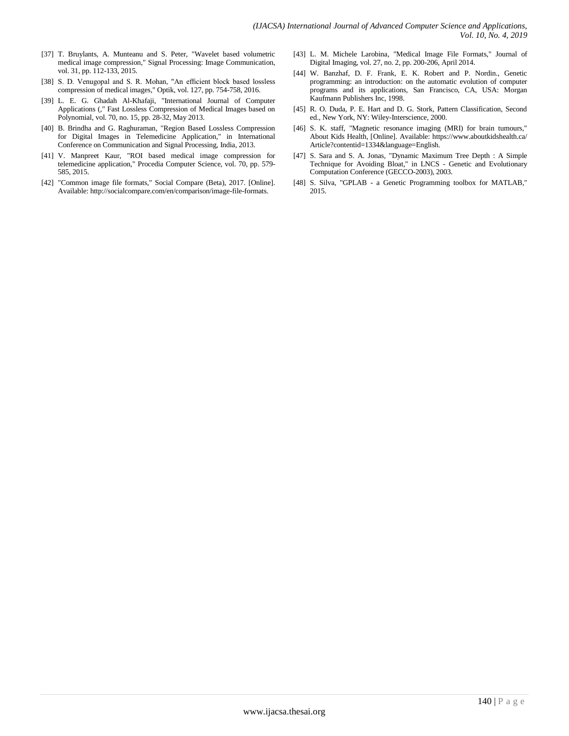[37] T. Bruylants, A. Munteanu and S. Peter, "Wavelet based volumetric medical image compression," Signal Processing: Image Communication, vol. 31, pp. 112-133, 2015.

[38] S. D. Venugopal and S. R. Mohan, "An efficient block based lossless compression of medical images," Optik, vol. 127, pp. 754-758, 2016.

[39] L. E. G. Ghadah Al-Khafaji, "International Journal of Computer Applications (," Fast Lossless Compression of Medical Images based on Polynomial, vol. 70, no. 15, pp. 28-32, May 2013.

[40] B. Brindha and G. Raghuraman, "Region Based Lossless Compression for Digital Images in Telemedicine Application," in International Conference on Communication and Signal Processing, India, 2013.

[41] V. Manpreet Kaur, "ROI based medical image compression for telemedicine application," Procedia Computer Science, vol. 70, pp. 579-585, 2015.

[42] "Common image file formats," Social Compare (Beta), 2017. [Online]. Available: http://socialcompare.com/en/comparison/image-file-formats.

[43] L. M. Michele Larobina, "Medical Image File Formats," Journal of Digital Imaging, vol. 27, no. 2, pp. 200-206, April 2014.

[44] W. Banzhaf, D. F. Frank, E. K. Robert and P. Nordin., Genetic programming: an introduction: on the automatic evolution of computer programs and its applications, San Francisco, CA, USA: Morgan Kaufmann Publishers Inc, 1998.

[45] R. O. Duda, P. E. Hart and D. G. Stork, Pattern Classification, Second ed., New York, NY: Wiley-Interscience, 2000.

[46] S. K. staff, "Magnetic resonance imaging (MRI) for brain tumours," About Kids Health, [Online]. Available: https://www.aboutkidshealth.ca/Article?contentid=1334&language=English.

[47] S. Sara and S. A. Jonas, "Dynamic Maximum Tree Depth : A Simple Technique for Avoiding Bloat," in LNCS - Genetic and Evolutionary Computation Conference (GECCO-2003), 2003.

[48] S. Silva, "GPLAB - a Genetic Programming toolbox for MATLAB," 2015.